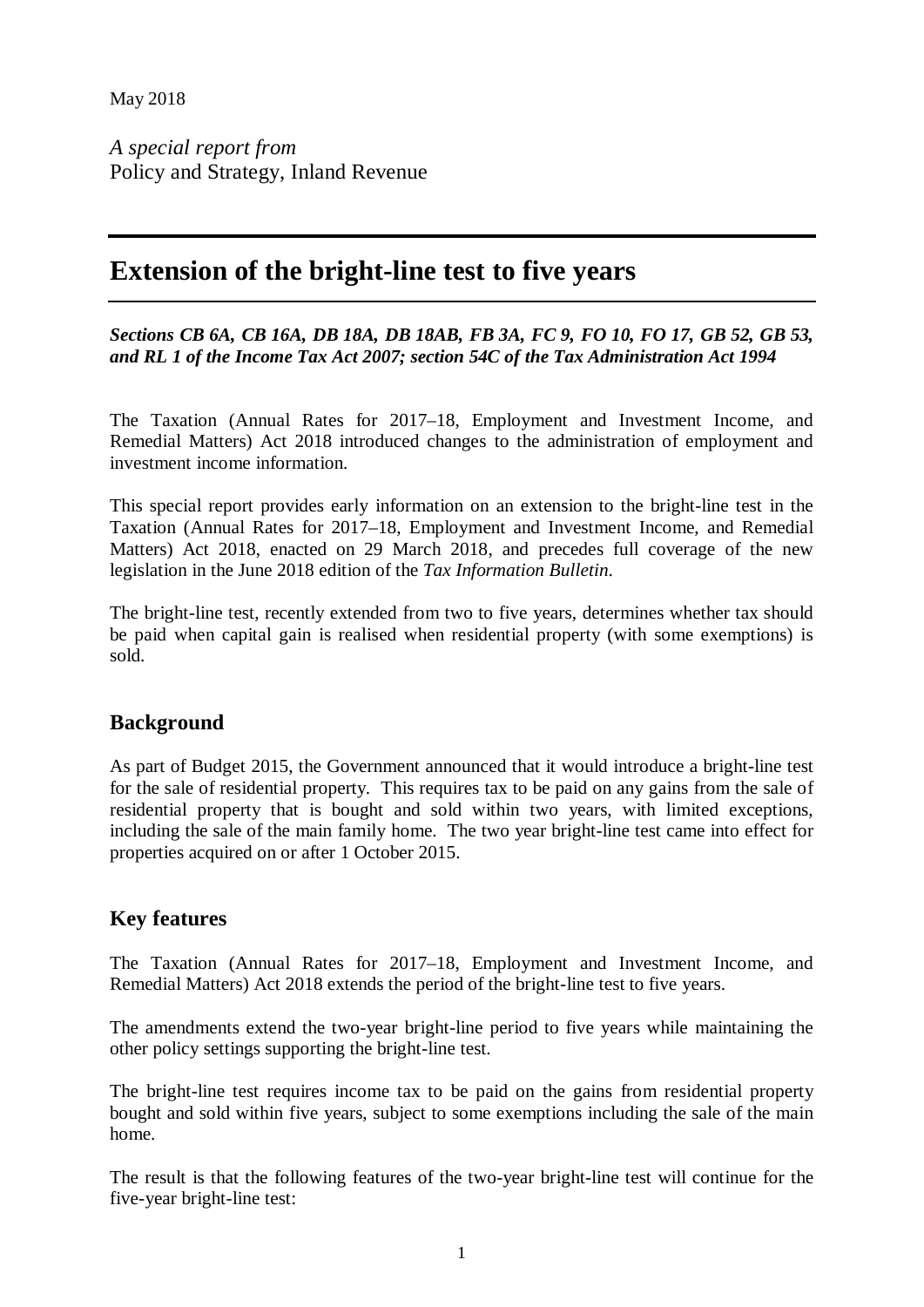May 2018

*A special report from*
Policy and Strategy, Inland Revenue

---

# Extension of the bright-line test to five years

***Sections CB 6A, CB 16A, DB 18A, DB 18AB, FB 3A, FC 9, FO 10, FO 17, GB 52, GB 53, and RL 1 of the Income Tax Act 2007; section 54C of the Tax Administration Act 1994***

The Taxation (Annual Rates for 2017–18, Employment and Investment Income, and Remedial Matters) Act 2018 introduced changes to the administration of employment and investment income information.

This special report provides early information on an extension to the bright-line test in the Taxation (Annual Rates for 2017–18, Employment and Investment Income, and Remedial Matters) Act 2018, enacted on 29 March 2018, and precedes full coverage of the new legislation in the June 2018 edition of the *Tax Information Bulletin*.

The bright-line test, recently extended from two to five years, determines whether tax should be paid when capital gain is realised when residential property (with some exemptions) is sold.

## Background

As part of Budget 2015, the Government announced that it would introduce a bright-line test for the sale of residential property. This requires tax to be paid on any gains from the sale of residential property that is bought and sold within two years, with limited exceptions, including the sale of the main family home. The two year bright-line test came into effect for properties acquired on or after 1 October 2015.

## Key features

The Taxation (Annual Rates for 2017–18, Employment and Investment Income, and Remedial Matters) Act 2018 extends the period of the bright-line test to five years.

The amendments extend the two-year bright-line period to five years while maintaining the other policy settings supporting the bright-line test.

The bright-line test requires income tax to be paid on the gains from residential property bought and sold within five years, subject to some exemptions including the sale of the main home.

The result is that the following features of the two-year bright-line test will continue for the five-year bright-line test: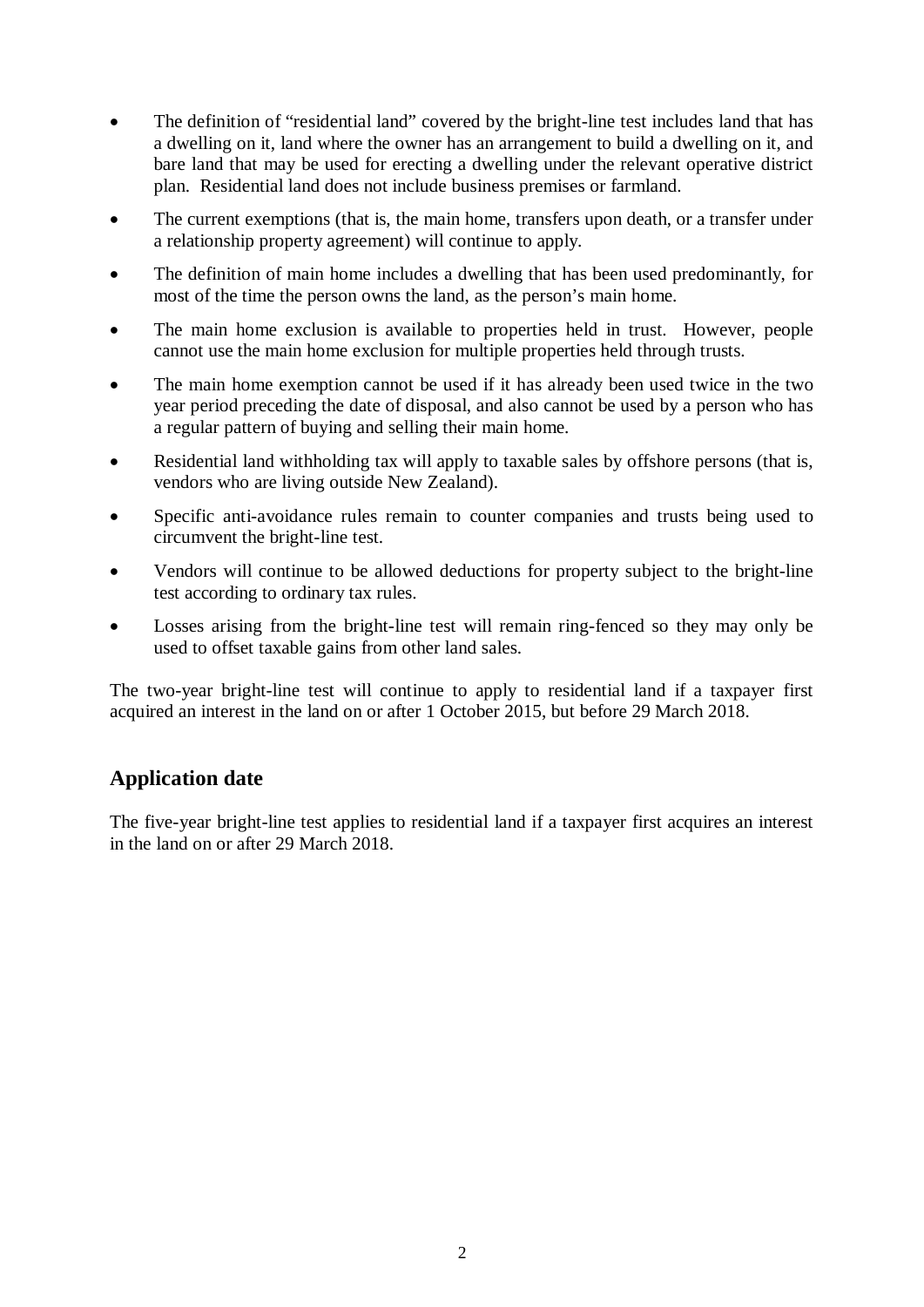- The definition of "residential land" covered by the bright-line test includes land that has a dwelling on it, land where the owner has an arrangement to build a dwelling on it, and bare land that may be used for erecting a dwelling under the relevant operative district plan. Residential land does not include business premises or farmland.
- The current exemptions (that is, the main home, transfers upon death, or a transfer under a relationship property agreement) will continue to apply.
- The definition of main home includes a dwelling that has been used predominantly, for most of the time the person owns the land, as the person's main home.
- The main home exclusion is available to properties held in trust. However, people cannot use the main home exclusion for multiple properties held through trusts.
- The main home exemption cannot be used if it has already been used twice in the two year period preceding the date of disposal, and also cannot be used by a person who has a regular pattern of buying and selling their main home.
- Residential land withholding tax will apply to taxable sales by offshore persons (that is, vendors who are living outside New Zealand).
- Specific anti-avoidance rules remain to counter companies and trusts being used to circumvent the bright-line test.
- Vendors will continue to be allowed deductions for property subject to the bright-line test according to ordinary tax rules.
- Losses arising from the bright-line test will remain ring-fenced so they may only be used to offset taxable gains from other land sales.

The two-year bright-line test will continue to apply to residential land if a taxpayer first acquired an interest in the land on or after 1 October 2015, but before 29 March 2018.

## Application date

The five-year bright-line test applies to residential land if a taxpayer first acquires an interest in the land on or after 29 March 2018.